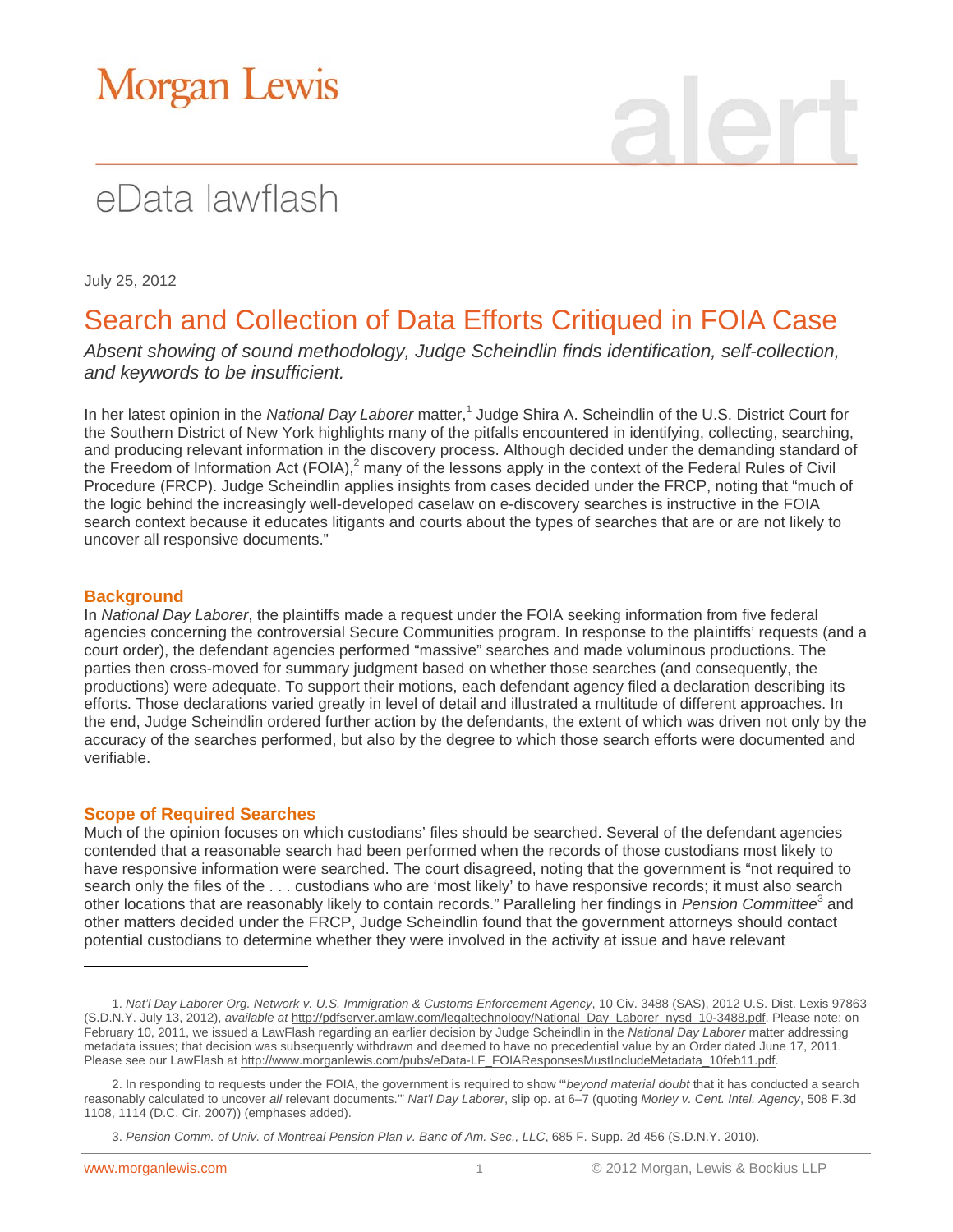# Morgan Lewis

# alert

## eData lawflash

July 25, 2012

# Search and Collection of Data Efforts Critiqued in FOIA Case

*Absent showing of sound methodology, Judge Scheindlin finds identification, self-collection, and keywords to be insufficient.*

In her latest opinion in the *National Day Laborer* matter,[1] Judge Shira A. Scheindlin of the U.S. District Court for the Southern District of New York highlights many of the pitfalls encountered in identifying, collecting, searching, and producing relevant information in the discovery process. Although decided under the demanding standard of the Freedom of Information Act (FOIA),[2] many of the lessons apply in the context of the Federal Rules of Civil Procedure (FRCP). Judge Scheindlin applies insights from cases decided under the FRCP, noting that "much of the logic behind the increasingly well-developed caselaw on e-discovery searches is instructive in the FOIA search context because it educates litigants and courts about the types of searches that are or are not likely to uncover all responsive documents."

## Background

In *National Day Laborer*, the plaintiffs made a request under the FOIA seeking information from five federal agencies concerning the controversial Secure Communities program. In response to the plaintiffs' requests (and a court order), the defendant agencies performed "massive" searches and made voluminous productions. The parties then cross-moved for summary judgment based on whether those searches (and consequently, the productions) were adequate. To support their motions, each defendant agency filed a declaration describing its efforts. Those declarations varied greatly in level of detail and illustrated a multitude of different approaches. In the end, Judge Scheindlin ordered further action by the defendants, the extent of which was driven not only by the accuracy of the searches performed, but also by the degree to which those search efforts were documented and verifiable.

## Scope of Required Searches

Much of the opinion focuses on which custodians' files should be searched. Several of the defendant agencies contended that a reasonable search had been performed when the records of those custodians most likely to have responsive information were searched. The court disagreed, noting that the government is "not required to search only the files of the . . . custodians who are 'most likely' to have responsive records; it must also search other locations that are reasonably likely to contain records." Paralleling her findings in *Pension Committee*[3] and other matters decided under the FRCP, Judge Scheindlin found that the government attorneys should contact potential custodians to determine whether they were involved in the activity at issue and have relevant

---

1. *Nat'l Day Laborer Org. Network v. U.S. Immigration & Customs Enforcement Agency*, 10 Civ. 3488 (SAS), 2012 U.S. Dist. Lexis 97863 (S.D.N.Y. July 13, 2012), *available at* http://pdfserver.amlaw.com/legaltechnology/National_Day_Laborer_nysd_10-3488.pdf. Please note: on February 10, 2011, we issued a LawFlash regarding an earlier decision by Judge Scheindlin in the *National Day Laborer* matter addressing metadata issues; that decision was subsequently withdrawn and deemed to have no precedential value by an Order dated June 17, 2011. Please see our LawFlash at http://www.morganlewis.com/pubs/eData-LF_FOIAResponsesMustIncludeMetadata_10feb11.pdf.

2. In responding to requests under the FOIA, the government is required to show "'*beyond material doubt* that it has conducted a search reasonably calculated to uncover *all* relevant documents.'" *Nat'l Day Laborer*, slip op. at 6–7 (quoting *Morley v. Cent. Intel. Agency*, 508 F.3d 1108, 1114 (D.C. Cir. 2007)) (emphases added).

3. *Pension Comm. of Univ. of Montreal Pension Plan v. Banc of Am. Sec., LLC*, 685 F. Supp. 2d 456 (S.D.N.Y. 2010).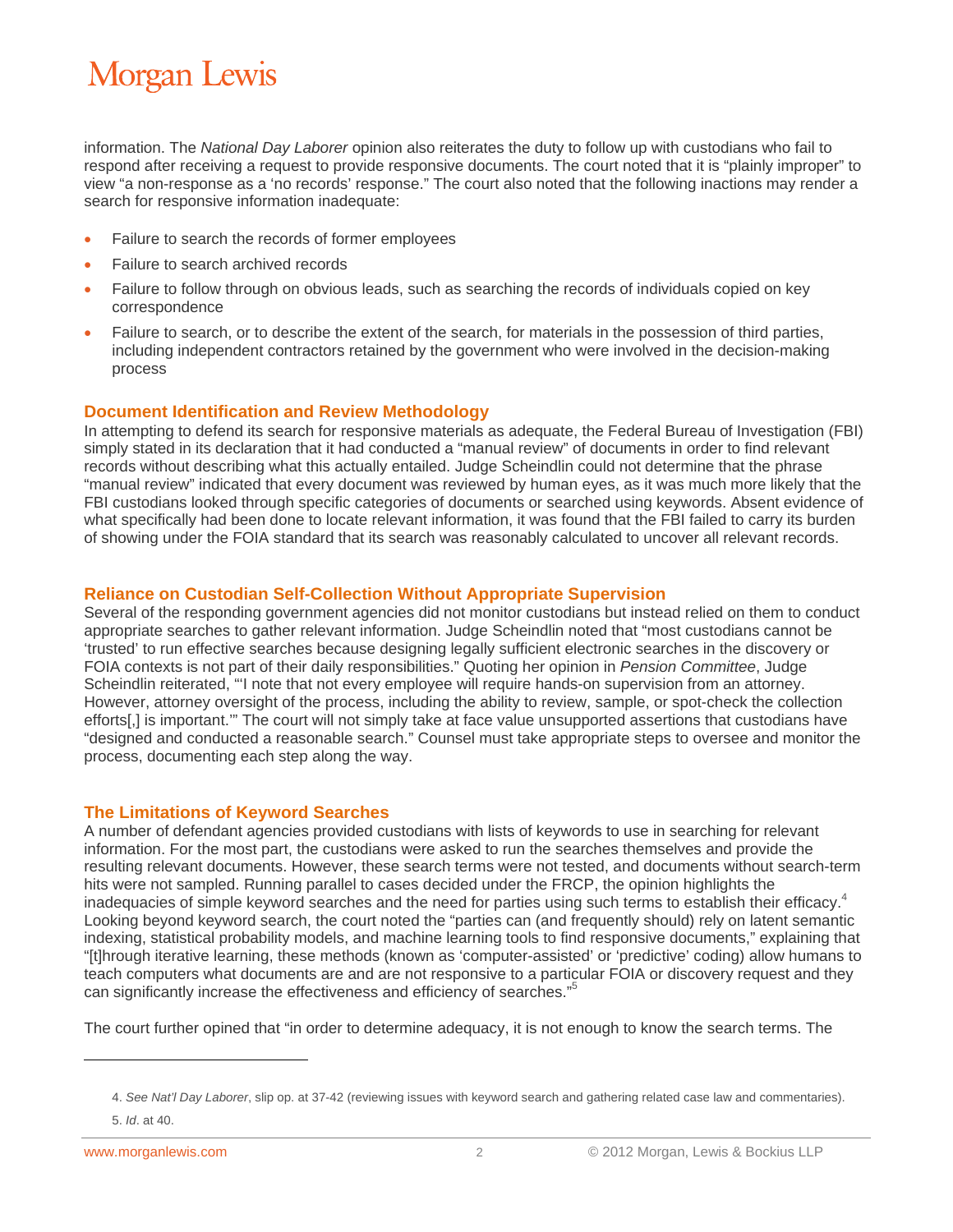information. The *National Day Laborer* opinion also reiterates the duty to follow up with custodians who fail to respond after receiving a request to provide responsive documents. The court noted that it is "plainly improper" to view "a non-response as a 'no records' response." The court also noted that the following inactions may render a search for responsive information inadequate:

- Failure to search the records of former employees
- Failure to search archived records
- Failure to follow through on obvious leads, such as searching the records of individuals copied on key correspondence
- Failure to search, or to describe the extent of the search, for materials in the possession of third parties, including independent contractors retained by the government who were involved in the decision-making process

## Document Identification and Review Methodology

In attempting to defend its search for responsive materials as adequate, the Federal Bureau of Investigation (FBI) simply stated in its declaration that it had conducted a "manual review" of documents in order to find relevant records without describing what this actually entailed. Judge Scheindlin could not determine that the phrase "manual review" indicated that every document was reviewed by human eyes, as it was much more likely that the FBI custodians looked through specific categories of documents or searched using keywords. Absent evidence of what specifically had been done to locate relevant information, it was found that the FBI failed to carry its burden of showing under the FOIA standard that its search was reasonably calculated to uncover all relevant records.

## Reliance on Custodian Self-Collection Without Appropriate Supervision

Several of the responding government agencies did not monitor custodians but instead relied on them to conduct appropriate searches to gather relevant information. Judge Scheindlin noted that "most custodians cannot be 'trusted' to run effective searches because designing legally sufficient electronic searches in the discovery or FOIA contexts is not part of their daily responsibilities." Quoting her opinion in *Pension Committee*, Judge Scheindlin reiterated, "'I note that not every employee will require hands-on supervision from an attorney. However, attorney oversight of the process, including the ability to review, sample, or spot-check the collection efforts[,] is important.'" The court will not simply take at face value unsupported assertions that custodians have "designed and conducted a reasonable search." Counsel must take appropriate steps to oversee and monitor the process, documenting each step along the way.

## The Limitations of Keyword Searches

A number of defendant agencies provided custodians with lists of keywords to use in searching for relevant information. For the most part, the custodians were asked to run the searches themselves and provide the resulting relevant documents. However, these search terms were not tested, and documents without search-term hits were not sampled. Running parallel to cases decided under the FRCP, the opinion highlights the inadequacies of simple keyword searches and the need for parties using such terms to establish their efficacy.[4] Looking beyond keyword search, the court noted the "parties can (and frequently should) rely on latent semantic indexing, statistical probability models, and machine learning tools to find responsive documents," explaining that "[t]hrough iterative learning, these methods (known as 'computer-assisted' or 'predictive' coding) allow humans to teach computers what documents are and are not responsive to a particular FOIA or discovery request and they can significantly increase the effectiveness and efficiency of searches."[5]

The court further opined that "in order to determine adequacy, it is not enough to know the search terms. The

---

4. *See Nat'l Day Laborer*, slip op. at 37-42 (reviewing issues with keyword search and gathering related case law and commentaries).

5. *Id*. at 40.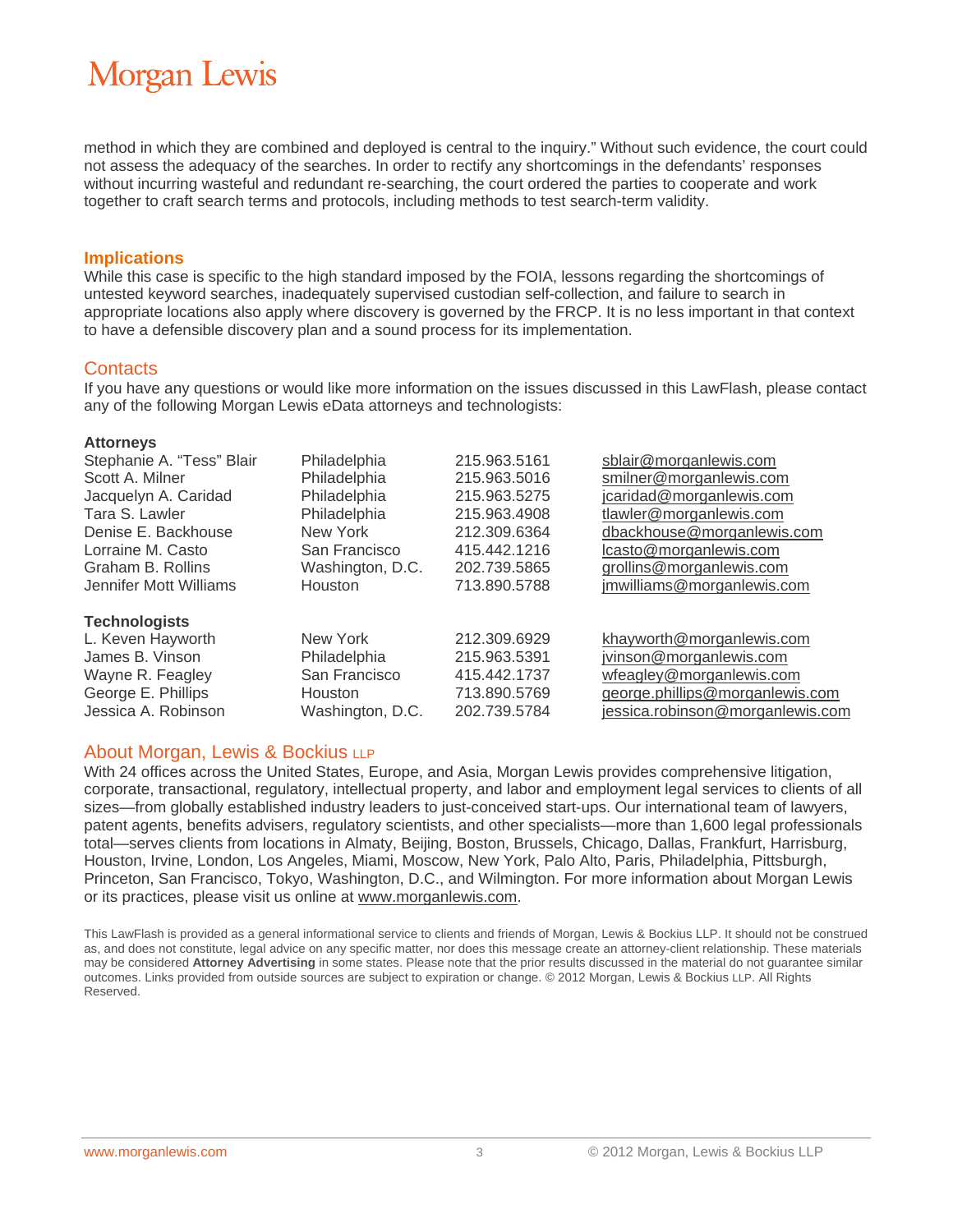method in which they are combined and deployed is central to the inquiry." Without such evidence, the court could not assess the adequacy of the searches. In order to rectify any shortcomings in the defendants' responses without incurring wasteful and redundant re-searching, the court ordered the parties to cooperate and work together to craft search terms and protocols, including methods to test search-term validity.

### Implications

While this case is specific to the high standard imposed by the FOIA, lessons regarding the shortcomings of untested keyword searches, inadequately supervised custodian self-collection, and failure to search in appropriate locations also apply where discovery is governed by the FRCP. It is no less important in that context to have a defensible discovery plan and a sound process for its implementation.

## Contacts

If you have any questions or would like more information on the issues discussed in this LawFlash, please contact any of the following Morgan Lewis eData attorneys and technologists:

| | | | |
|---|---|---|---|
| **Attorneys** | | | |
| Stephanie A. "Tess" Blair | Philadelphia | 215.963.5161 | sblair@morganlewis.com |
| Scott A. Milner | Philadelphia | 215.963.5016 | smilner@morganlewis.com |
| Jacquelyn A. Caridad | Philadelphia | 215.963.5275 | jcaridad@morganlewis.com |
| Tara S. Lawler | Philadelphia | 215.963.4908 | tlawler@morganlewis.com |
| Denise E. Backhouse | New York | 212.309.6364 | dbackhouse@morganlewis.com |
| Lorraine M. Casto | San Francisco | 415.442.1216 | lcasto@morganlewis.com |
| Graham B. Rollins | Washington, D.C. | 202.739.5865 | grollins@morganlewis.com |
| Jennifer Mott Williams | Houston | 713.890.5788 | jmwilliams@morganlewis.com |
| **Technologists** | | | |
| L. Keven Hayworth | New York | 212.309.6929 | khayworth@morganlewis.com |
| James B. Vinson | Philadelphia | 215.963.5391 | jvinson@morganlewis.com |
| Wayne R. Feagley | San Francisco | 415.442.1737 | wfeagley@morganlewis.com |
| George E. Phillips | Houston | 713.890.5769 | george.phillips@morganlewis.com |
| Jessica A. Robinson | Washington, D.C. | 202.739.5784 | jessica.robinson@morganlewis.com |

## About Morgan, Lewis & Bockius LLP

With 24 offices across the United States, Europe, and Asia, Morgan Lewis provides comprehensive litigation, corporate, transactional, regulatory, intellectual property, and labor and employment legal services to clients of all sizes—from globally established industry leaders to just-conceived start-ups. Our international team of lawyers, patent agents, benefits advisers, regulatory scientists, and other specialists—more than 1,600 legal professionals total—serves clients from locations in Almaty, Beijing, Boston, Brussels, Chicago, Dallas, Frankfurt, Harrisburg, Houston, Irvine, London, Los Angeles, Miami, Moscow, New York, Palo Alto, Paris, Philadelphia, Pittsburgh, Princeton, San Francisco, Tokyo, Washington, D.C., and Wilmington. For more information about Morgan Lewis or its practices, please visit us online at www.morganlewis.com.

This LawFlash is provided as a general informational service to clients and friends of Morgan, Lewis & Bockius LLP. It should not be construed as, and does not constitute, legal advice on any specific matter, nor does this message create an attorney-client relationship. These materials may be considered **Attorney Advertising** in some states. Please note that the prior results discussed in the material do not guarantee similar outcomes. Links provided from outside sources are subject to expiration or change. © 2012 Morgan, Lewis & Bockius LLP. All Rights Reserved.